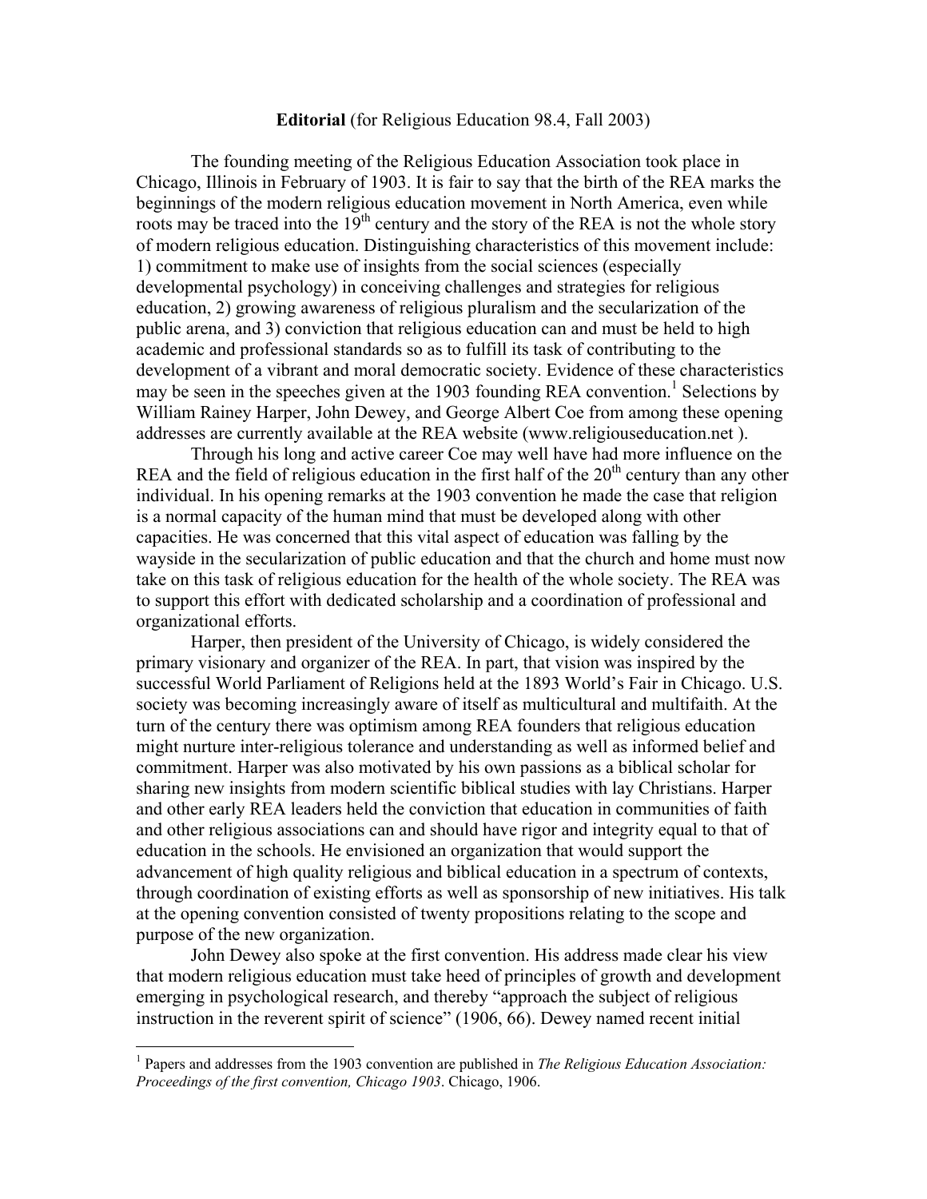**Editorial** (for Religious Education 98.4, Fall 2003)

The founding meeting of the Religious Education Association took place in Chicago, Illinois in February of 1903. It is fair to say that the birth of the REA marks the beginnings of the modern religious education movement in North America, even while roots may be traced into the 19th century and the story of the REA is not the whole story of modern religious education. Distinguishing characteristics of this movement include: 1) commitment to make use of insights from the social sciences (especially developmental psychology) in conceiving challenges and strategies for religious education, 2) growing awareness of religious pluralism and the secularization of the public arena, and 3) conviction that religious education can and must be held to high academic and professional standards so as to fulfill its task of contributing to the development of a vibrant and moral democratic society. Evidence of these characteristics may be seen in the speeches given at the 1903 founding REA convention.[1] Selections by William Rainey Harper, John Dewey, and George Albert Coe from among these opening addresses are currently available at the REA website (www.religiouseducation.net ).

Through his long and active career Coe may well have had more influence on the REA and the field of religious education in the first half of the 20th century than any other individual. In his opening remarks at the 1903 convention he made the case that religion is a normal capacity of the human mind that must be developed along with other capacities. He was concerned that this vital aspect of education was falling by the wayside in the secularization of public education and that the church and home must now take on this task of religious education for the health of the whole society. The REA was to support this effort with dedicated scholarship and a coordination of professional and organizational efforts.

Harper, then president of the University of Chicago, is widely considered the primary visionary and organizer of the REA. In part, that vision was inspired by the successful World Parliament of Religions held at the 1893 World's Fair in Chicago. U.S. society was becoming increasingly aware of itself as multicultural and multifaith. At the turn of the century there was optimism among REA founders that religious education might nurture inter-religious tolerance and understanding as well as informed belief and commitment. Harper was also motivated by his own passions as a biblical scholar for sharing new insights from modern scientific biblical studies with lay Christians. Harper and other early REA leaders held the conviction that education in communities of faith and other religious associations can and should have rigor and integrity equal to that of education in the schools. He envisioned an organization that would support the advancement of high quality religious and biblical education in a spectrum of contexts, through coordination of existing efforts as well as sponsorship of new initiatives. His talk at the opening convention consisted of twenty propositions relating to the scope and purpose of the new organization.

John Dewey also spoke at the first convention. His address made clear his view that modern religious education must take heed of principles of growth and development emerging in psychological research, and thereby "approach the subject of religious instruction in the reverent spirit of science" (1906, 66). Dewey named recent initial

---

[1] Papers and addresses from the 1903 convention are published in *The Religious Education Association: Proceedings of the first convention, Chicago 1903*. Chicago, 1906.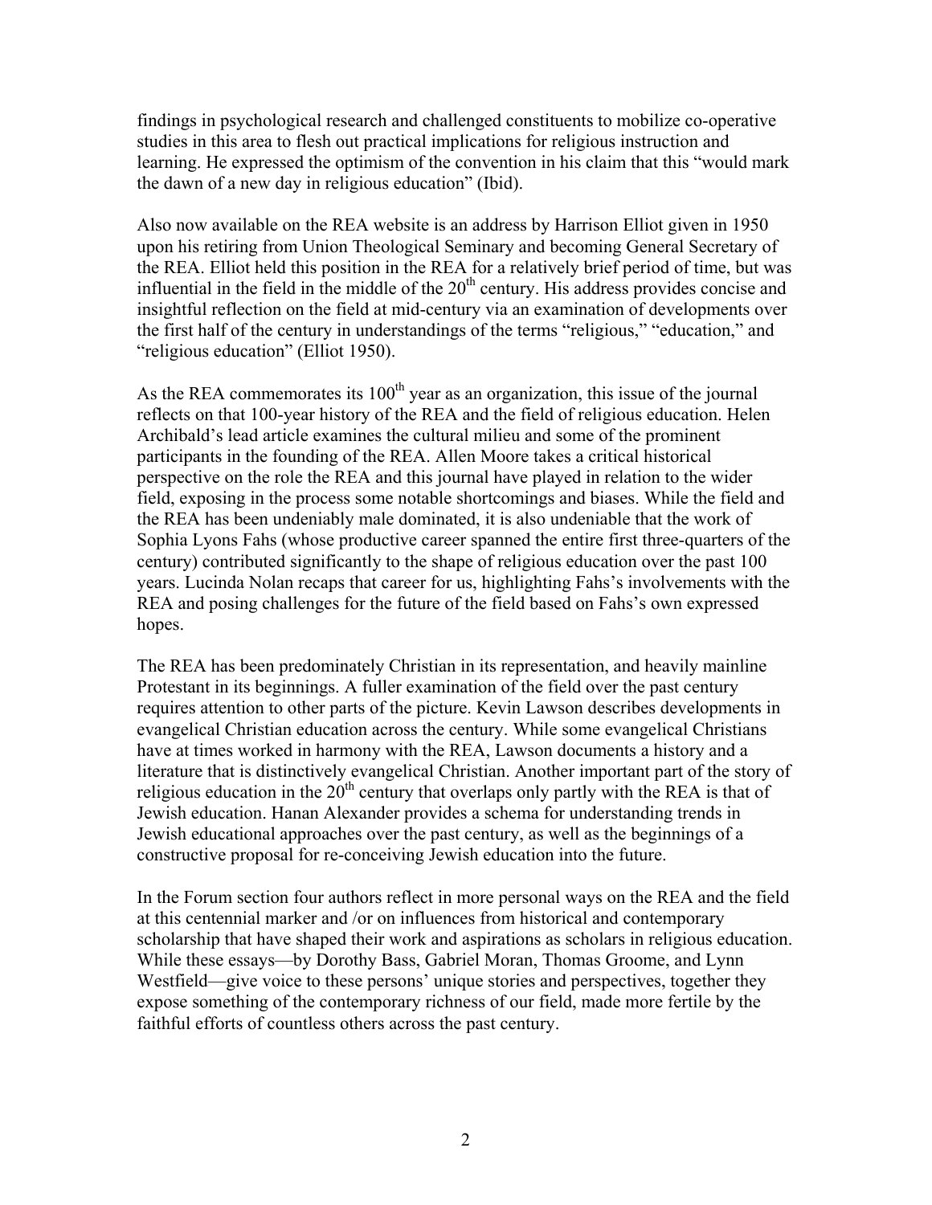findings in psychological research and challenged constituents to mobilize co-operative studies in this area to flesh out practical implications for religious instruction and learning. He expressed the optimism of the convention in his claim that this "would mark the dawn of a new day in religious education" (Ibid).

Also now available on the REA website is an address by Harrison Elliot given in 1950 upon his retiring from Union Theological Seminary and becoming General Secretary of the REA. Elliot held this position in the REA for a relatively brief period of time, but was influential in the field in the middle of the 20th century. His address provides concise and insightful reflection on the field at mid-century via an examination of developments over the first half of the century in understandings of the terms "religious," "education," and "religious education" (Elliot 1950).

As the REA commemorates its 100th year as an organization, this issue of the journal reflects on that 100-year history of the REA and the field of religious education. Helen Archibald's lead article examines the cultural milieu and some of the prominent participants in the founding of the REA. Allen Moore takes a critical historical perspective on the role the REA and this journal have played in relation to the wider field, exposing in the process some notable shortcomings and biases. While the field and the REA has been undeniably male dominated, it is also undeniable that the work of Sophia Lyons Fahs (whose productive career spanned the entire first three-quarters of the century) contributed significantly to the shape of religious education over the past 100 years. Lucinda Nolan recaps that career for us, highlighting Fahs's involvements with the REA and posing challenges for the future of the field based on Fahs's own expressed hopes.

The REA has been predominately Christian in its representation, and heavily mainline Protestant in its beginnings. A fuller examination of the field over the past century requires attention to other parts of the picture. Kevin Lawson describes developments in evangelical Christian education across the century. While some evangelical Christians have at times worked in harmony with the REA, Lawson documents a history and a literature that is distinctively evangelical Christian. Another important part of the story of religious education in the 20th century that overlaps only partly with the REA is that of Jewish education. Hanan Alexander provides a schema for understanding trends in Jewish educational approaches over the past century, as well as the beginnings of a constructive proposal for re-conceiving Jewish education into the future.

In the Forum section four authors reflect in more personal ways on the REA and the field at this centennial marker and /or on influences from historical and contemporary scholarship that have shaped their work and aspirations as scholars in religious education. While these essays—by Dorothy Bass, Gabriel Moran, Thomas Groome, and Lynn Westfield—give voice to these persons' unique stories and perspectives, together they expose something of the contemporary richness of our field, made more fertile by the faithful efforts of countless others across the past century.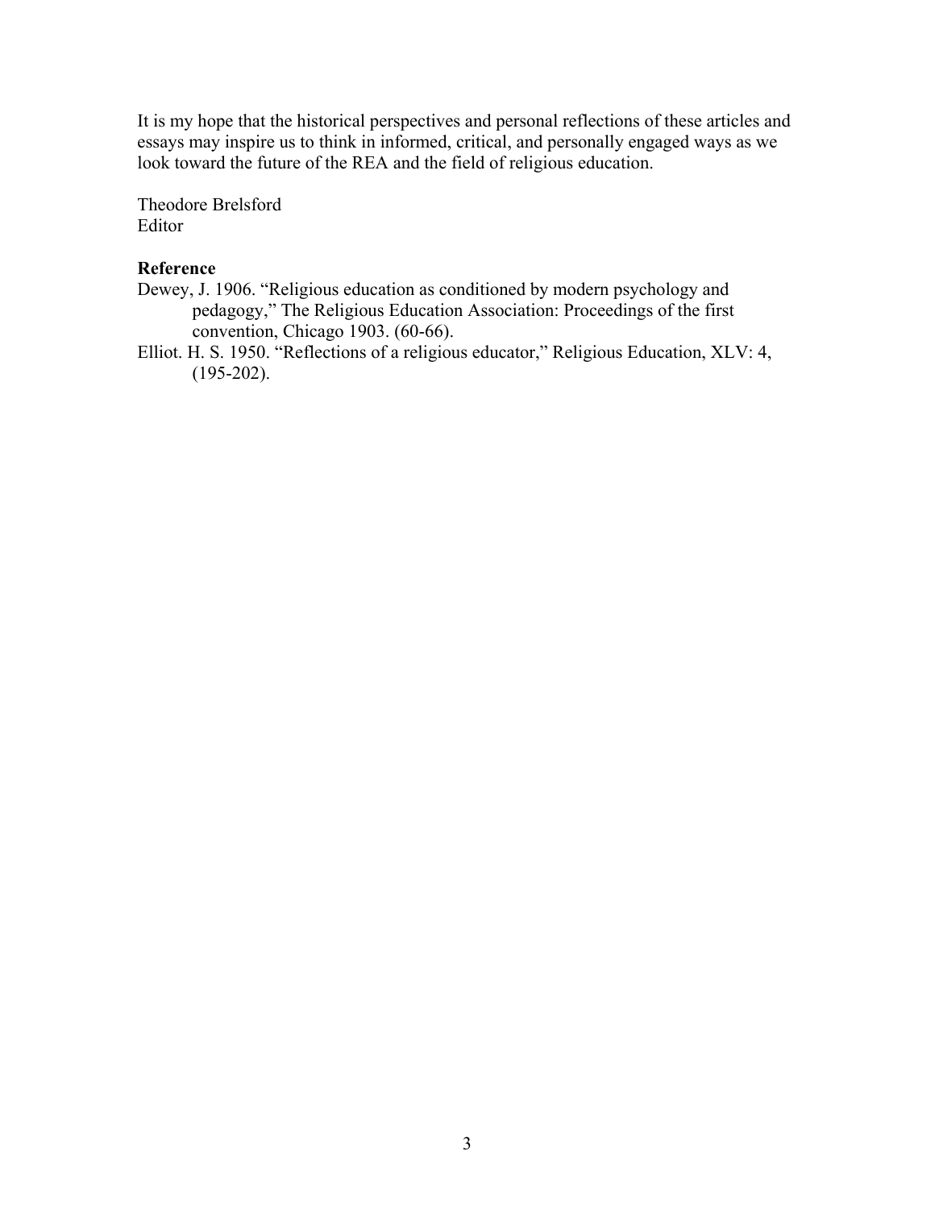It is my hope that the historical perspectives and personal reflections of these articles and essays may inspire us to think in informed, critical, and personally engaged ways as we look toward the future of the REA and the field of religious education.

Theodore Brelsford
Editor

**Reference**

Dewey, J. 1906. "Religious education as conditioned by modern psychology and pedagogy," The Religious Education Association: Proceedings of the first convention, Chicago 1903. (60-66).

Elliot. H. S. 1950. "Reflections of a religious educator," Religious Education, XLV: 4, (195-202).